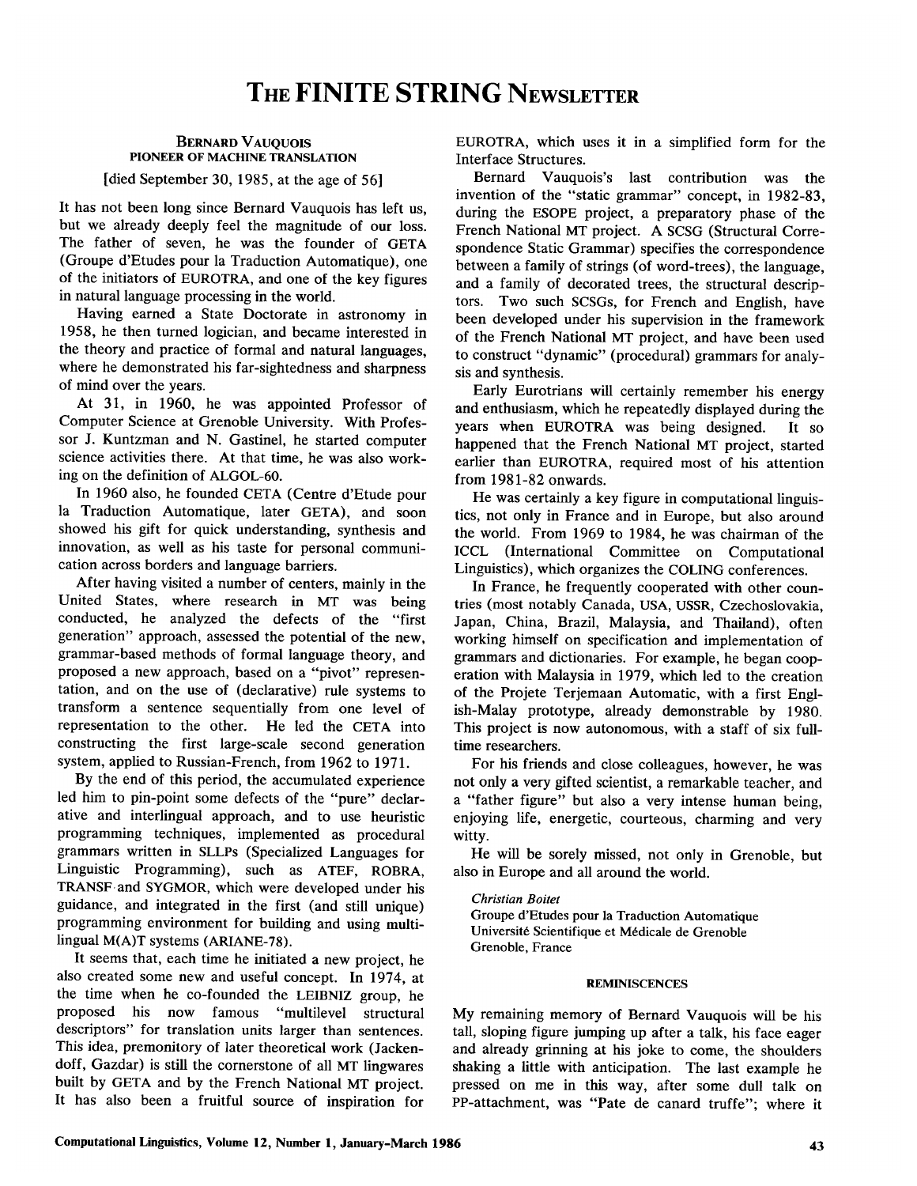# The FINITE STRING Newsletter

## Bernard Vauquois
### Pioneer of Machine Translation

[died September 30, 1985, at the age of 56]

It has not been long since Bernard Vauquois has left us, but we already deeply feel the magnitude of our loss. The father of seven, he was the founder of GETA (Groupe d'Etudes pour la Traduction Automatique), one of the initiators of EUROTRA, and one of the key figures in natural language processing in the world.

Having earned a State Doctorate in astronomy in 1958, he then turned logician, and became interested in the theory and practice of formal and natural languages, where he demonstrated his far-sightedness and sharpness of mind over the years.

At 31, in 1960, he was appointed Professor of Computer Science at Grenoble University. With Professor J. Kuntzman and N. Gastinel, he started computer science activities there. At that time, he was also working on the definition of ALGOL-60.

In 1960 also, he founded CETA (Centre d'Etude pour la Traduction Automatique, later GETA), and soon showed his gift for quick understanding, synthesis and innovation, as well as his taste for personal communication across borders and language barriers.

After having visited a number of centers, mainly in the United States, where research in MT was being conducted, he analyzed the defects of the "first generation" approach, assessed the potential of the new, grammar-based methods of formal language theory, and proposed a new approach, based on a "pivot" representation, and on the use of (declarative) rule systems to transform a sentence sequentially from one level of representation to the other. He led the CETA into constructing the first large-scale second generation system, applied to Russian-French, from 1962 to 1971.

By the end of this period, the accumulated experience led him to pin-point some defects of the "pure" declarative and interlingual approach, and to use heuristic programming techniques, implemented as procedural grammars written in SLLPs (Specialized Languages for Linguistic Programming), such as ATEF, ROBRA, TRANSF and SYGMOR, which were developed under his guidance, and integrated in the first (and still unique) programming environment for building and using multilingual M(A)T systems (ARIANE-78).

It seems that, each time he initiated a new project, he also created some new and useful concept. In 1974, at the time when he co-founded the LEIBNIZ group, he proposed his now famous "multilevel structural descriptors" for translation units larger than sentences. This idea, premonitory of later theoretical work (Jackendoff, Gazdar) is still the cornerstone of all MT lingwares built by GETA and by the French National MT project. It has also been a fruitful source of inspiration for EUROTRA, which uses it in a simplified form for the Interface Structures.

Bernard Vauquois's last contribution was the invention of the "static grammar" concept, in 1982-83, during the ESOPE project, a preparatory phase of the French National MT project. A SCSG (Structural Correspondence Static Grammar) specifies the correspondence between a family of strings (of word-trees), the language, and a family of decorated trees, the structural descriptors. Two such SCSGs, for French and English, have been developed under his supervision in the framework of the French National MT project, and have been used to construct "dynamic" (procedural) grammars for analysis and synthesis.

Early Eurotrians will certainly remember his energy and enthusiasm, which he repeatedly displayed during the years when EUROTRA was being designed. It so happened that the French National MT project, started earlier than EUROTRA, required most of his attention from 1981-82 onwards.

He was certainly a key figure in computational linguistics, not only in France and in Europe, but also around the world. From 1969 to 1984, he was chairman of the ICCL (International Committee on Computational Linguistics), which organizes the COLING conferences.

In France, he frequently cooperated with other countries (most notably Canada, USA, USSR, Czechoslovakia, Japan, China, Brazil, Malaysia, and Thailand), often working himself on specification and implementation of grammars and dictionaries. For example, he began cooperation with Malaysia in 1979, which led to the creation of the Projete Terjemaan Automatic, with a first English-Malay prototype, already demonstrable by 1980. This project is now autonomous, with a staff of six full-time researchers.

For his friends and close colleagues, however, he was not only a very gifted scientist, a remarkable teacher, and a "father figure" but also a very intense human being, enjoying life, energetic, courteous, charming and very witty.

He will be sorely missed, not only in Grenoble, but also in Europe and all around the world.

*Christian Boitet*
Groupe d'Etudes pour la Traduction Automatique
Université Scientifique et Médicale de Grenoble
Grenoble, France

### Reminiscences

My remaining memory of Bernard Vauquois will be his tall, sloping figure jumping up after a talk, his face eager and already grinning at his joke to come, the shoulders shaking a little with anticipation. The last example he pressed on me in this way, after some dull talk on PP-attachment, was "Pate de canard truffe"; where it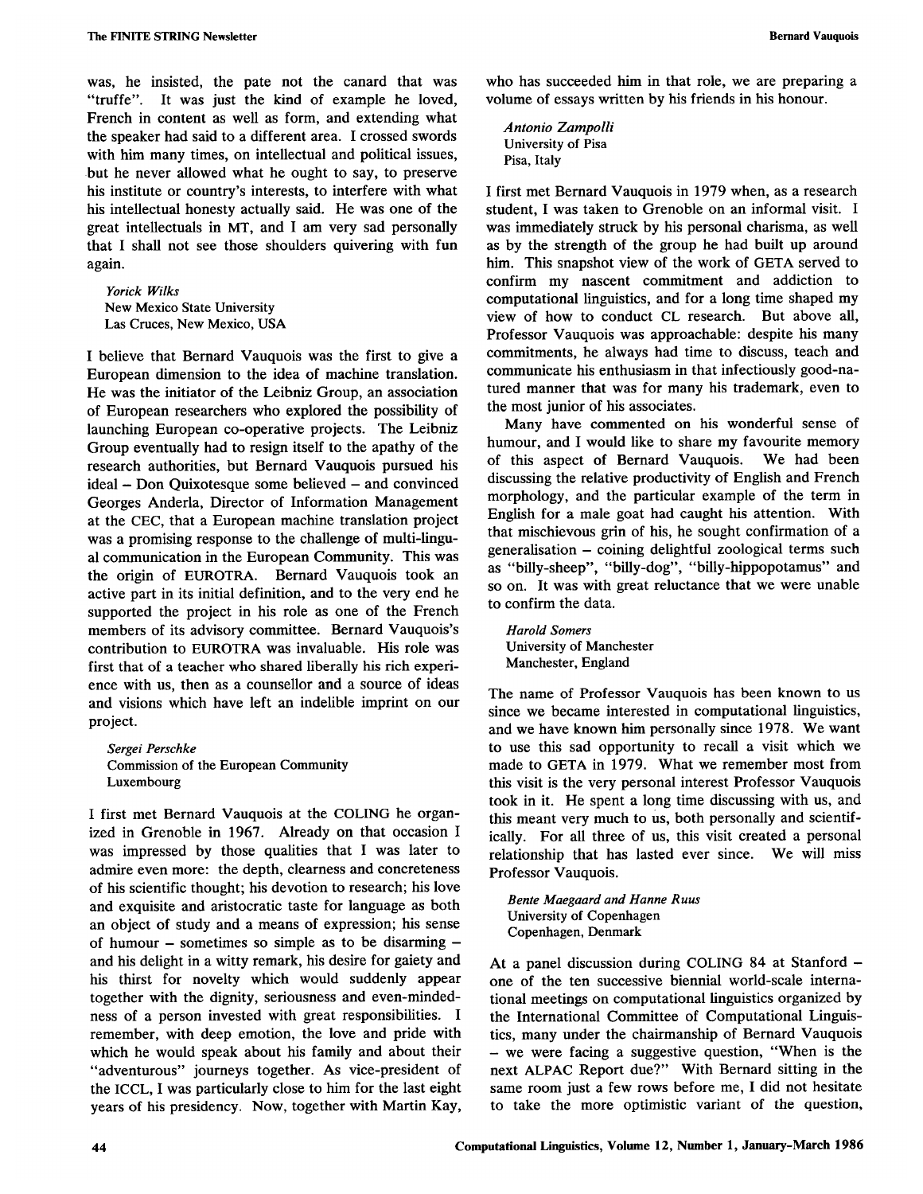was, he insisted, the pate not the canard that was "truffe". It was just the kind of example he loved, French in content as well as form, and extending what the speaker had said to a different area. I crossed swords with him many times, on intellectual and political issues, but he never allowed what he ought to say, to preserve his institute or country's interests, to interfere with what his intellectual honesty actually said. He was one of the great intellectuals in MT, and I am very sad personally that I shall not see those shoulders quivering with fun again.

*Yorick Wilks*
New Mexico State University
Las Cruces, New Mexico, USA

I believe that Bernard Vauquois was the first to give a European dimension to the idea of machine translation. He was the initiator of the Leibniz Group, an association of European researchers who explored the possibility of launching European co-operative projects. The Leibniz Group eventually had to resign itself to the apathy of the research authorities, but Bernard Vauquois pursued his ideal – Don Quixotesque some believed – and convinced Georges Anderla, Director of Information Management at the CEC, that a European machine translation project was a promising response to the challenge of multi-lingual communication in the European Community. This was the origin of EUROTRA. Bernard Vauquois took an active part in its initial definition, and to the very end he supported the project in his role as one of the French members of its advisory committee. Bernard Vauquois's contribution to EUROTRA was invaluable. His role was first that of a teacher who shared liberally his rich experience with us, then as a counsellor and a source of ideas and visions which have left an indelible imprint on our project.

*Sergei Perschke*
Commission of the European Community
Luxembourg

I first met Bernard Vauquois at the COLING he organized in Grenoble in 1967. Already on that occasion I was impressed by those qualities that I was later to admire even more: the depth, clearness and concreteness of his scientific thought; his devotion to research; his love and exquisite and aristocratic taste for language as both an object of study and a means of expression; his sense of humour – sometimes so simple as to be disarming – and his delight in a witty remark, his desire for gaiety and his thirst for novelty which would suddenly appear together with the dignity, seriousness and even-mindedness of a person invested with great responsibilities. I remember, with deep emotion, the love and pride with which he would speak about his family and about their "adventurous" journeys together. As vice-president of the ICCL, I was particularly close to him for the last eight years of his presidency. Now, together with Martin Kay, who has succeeded him in that role, we are preparing a volume of essays written by his friends in his honour.

*Antonio Zampolli*
University of Pisa
Pisa, Italy

I first met Bernard Vauquois in 1979 when, as a research student, I was taken to Grenoble on an informal visit. I was immediately struck by his personal charisma, as well as by the strength of the group he had built up around him. This snapshot view of the work of GETA served to confirm my nascent commitment and addiction to computational linguistics, and for a long time shaped my view of how to conduct CL research. But above all, Professor Vauquois was approachable: despite his many commitments, he always had time to discuss, teach and communicate his enthusiasm in that infectiously good-natured manner that was for many his trademark, even to the most junior of his associates.

Many have commented on his wonderful sense of humour, and I would like to share my favourite memory of this aspect of Bernard Vauquois. We had been discussing the relative productivity of English and French morphology, and the particular example of the term in English for a male goat had caught his attention. With that mischievous grin of his, he sought confirmation of a generalisation – coining delightful zoological terms such as "billy-sheep", "billy-dog", "billy-hippopotamus" and so on. It was with great reluctance that we were unable to confirm the data.

*Harold Somers*
University of Manchester
Manchester, England

The name of Professor Vauquois has been known to us since we became interested in computational linguistics, and we have known him personally since 1978. We want to use this sad opportunity to recall a visit which we made to GETA in 1979. What we remember most from this visit is the very personal interest Professor Vauquois took in it. He spent a long time discussing with us, and this meant very much to us, both personally and scientifically. For all three of us, this visit created a personal relationship that has lasted ever since. We will miss Professor Vauquois.

*Bente Maegaard and Hanne Ruus*
University of Copenhagen
Copenhagen, Denmark

At a panel discussion during COLING 84 at Stanford – one of the ten successive biennial world-scale international meetings on computational linguistics organized by the International Committee of Computational Linguistics, many under the chairmanship of Bernard Vauquois – we were facing a suggestive question, "When is the next ALPAC Report due?" With Bernard sitting in the same room just a few rows before me, I did not hesitate to take the more optimistic variant of the question,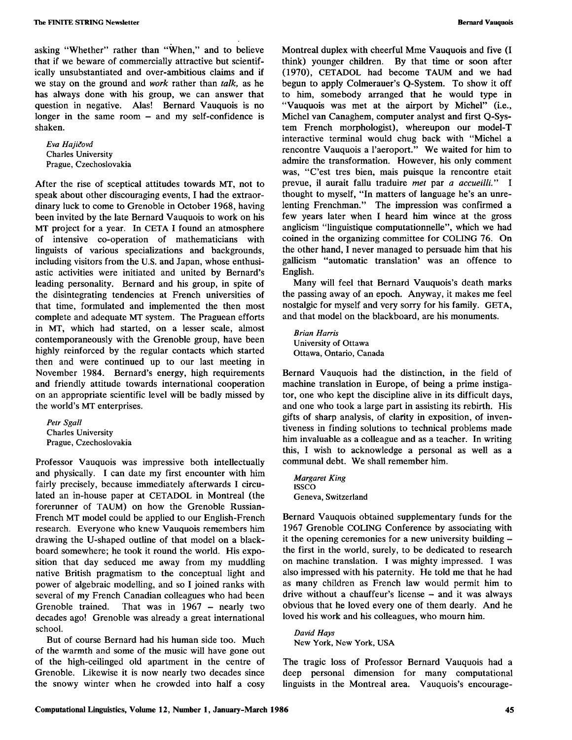asking "Whether" rather than "When," and to believe that if we beware of commercially attractive but scientifically unsubstantiated and over-ambitious claims and if we stay on the ground and *work* rather than *talk*, as he has always done with his group, we can answer that question in negative. Alas! Bernard Vauquois is no longer in the same room – and my self-confidence is shaken.

*Eva Hajičová*
Charles University
Prague, Czechoslovakia

After the rise of sceptical attitudes towards MT, not to speak about other discouraging events, I had the extraordinary luck to come to Grenoble in October 1968, having been invited by the late Bernard Vauquois to work on his MT project for a year. In CETA I found an atmosphere of intensive co-operation of mathematicians with linguists of various specializations and backgrounds, including visitors from the U.S. and Japan, whose enthusiastic activities were initiated and united by Bernard's leading personality. Bernard and his group, in spite of the disintegrating tendencies at French universities of that time, formulated and implemented the then most complete and adequate MT system. The Praguean efforts in MT, which had started, on a lesser scale, almost contemporaneously with the Grenoble group, have been highly reinforced by the regular contacts which started then and were continued up to our last meeting in November 1984. Bernard's energy, high requirements and friendly attitude towards international cooperation on an appropriate scientific level will be badly missed by the world's MT enterprises.

*Petr Sgall*
Charles University
Prague, Czechoslovakia

Professor Vauquois was impressive both intellectually and physically. I can date my first encounter with him fairly precisely, because immediately afterwards I circulated an in-house paper at CETADOL in Montreal (the forerunner of TAUM) on how the Grenoble Russian-French MT model could be applied to our English-French research. Everyone who knew Vauquois remembers him drawing the U-shaped outline of that model on a blackboard somewhere; he took it round the world. His exposition that day seduced me away from my muddling native British pragmatism to the conceptual light and power of algebraic modelling, and so I joined ranks with several of my French Canadian colleagues who had been Grenoble trained. That was in 1967 – nearly two decades ago! Grenoble was already a great international school.

But of course Bernard had his human side too. Much of the warmth and some of the music will have gone out of the high-ceilinged old apartment in the centre of Grenoble. Likewise it is now nearly two decades since the snowy winter when he crowded into half a cosy Montreal duplex with cheerful Mme Vauquois and five (I think) younger children. By that time or soon after (1970), CETADOL had become TAUM and we had begun to apply Colmerauer's Q-System. To show it off to him, somebody arranged that he would type in "Vauquois was met at the airport by Michel" (i.e., Michel van Canaghem, computer analyst and first Q-System French morphologist), whereupon our model-T interactive terminal would chug back with "Michel a rencontre Vauquois a l'aeroport." We waited for him to admire the transformation. However, his only comment was, "C'est tres bien, mais puisque la rencontre etait prevue, il aurait fallu traduire *met* par *a accueilli*." I thought to myself, "In matters of language he's an unrelenting Frenchman." The impression was confirmed a few years later when I heard him wince at the gross anglicism "linguistique computationnelle", which we had coined in the organizing committee for COLING 76. On the other hand, I never managed to persuade him that his gallicism "automatic translation' was an offence to English.

Many will feel that Bernard Vauquois's death marks the passing away of an epoch. Anyway, it makes me feel nostalgic for myself and very sorry for his family. GETA, and that model on the blackboard, are his monuments.

*Brian Harris*
University of Ottawa
Ottawa, Ontario, Canada

Bernard Vauquois had the distinction, in the field of machine translation in Europe, of being a prime instigator, one who kept the discipline alive in its difficult days, and one who took a large part in assisting its rebirth. His gifts of sharp analysis, of clarity in exposition, of inventiveness in finding solutions to technical problems made him invaluable as a colleague and as a teacher. In writing this, I wish to acknowledge a personal as well as a communal debt. We shall remember him.

*Margaret King*
ISSCO
Geneva, Switzerland

Bernard Vauquois obtained supplementary funds for the 1967 Grenoble COLING Conference by associating with it the opening ceremonies for a new university building – the first in the world, surely, to be dedicated to research on machine translation. I was mighty impressed. I was also impressed with his paternity. He told me that he had as many children as French law would permit him to drive without a chauffeur's license – and it was always obvious that he loved every one of them dearly. And he loved his work and his colleagues, who mourn him.

*David Hays*
New York, New York, USA

The tragic loss of Professor Bernard Vauquois had a deep personal dimension for many computational linguists in the Montreal area. Vauquois's encourage-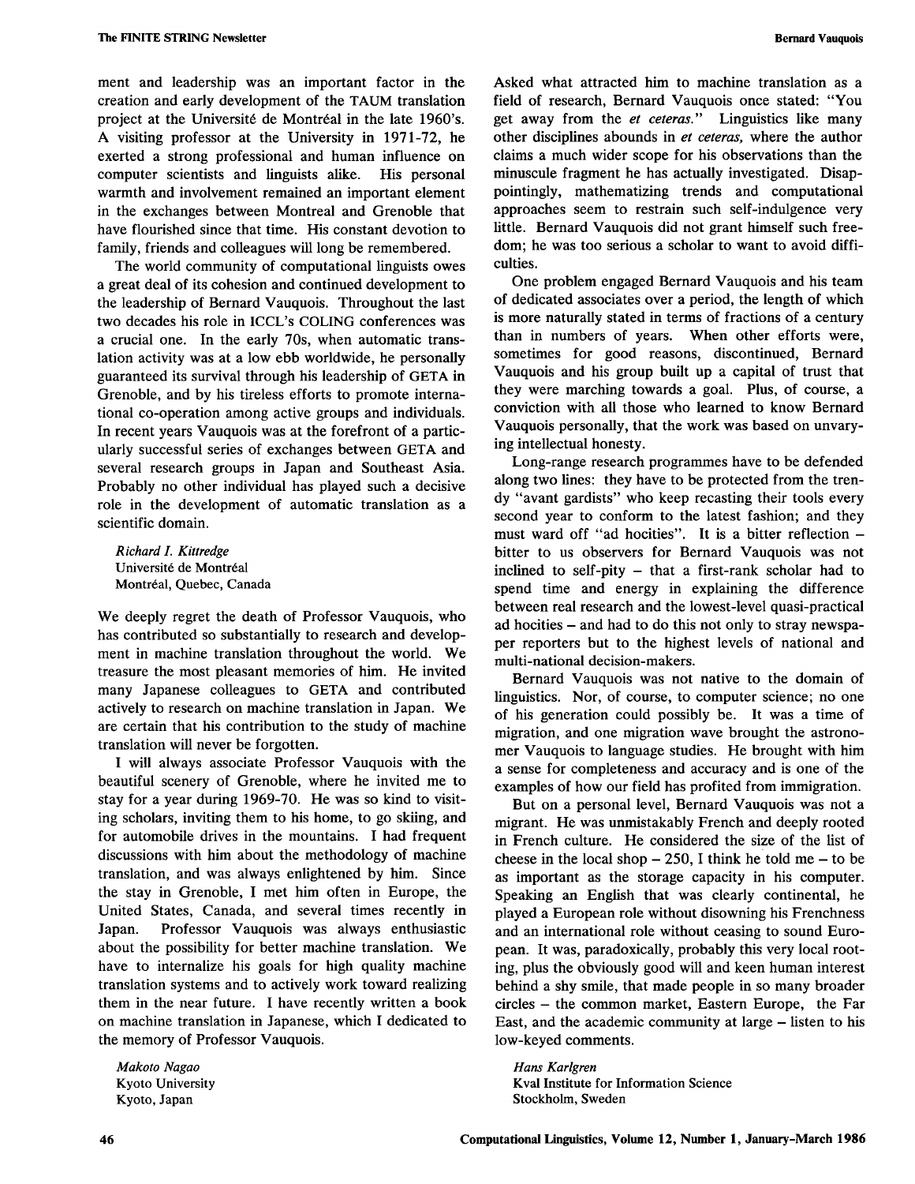ment and leadership was an important factor in the creation and early development of the TAUM translation project at the Université de Montréal in the late 1960's. A visiting professor at the University in 1971-72, he exerted a strong professional and human influence on computer scientists and linguists alike. His personal warmth and involvement remained an important element in the exchanges between Montreal and Grenoble that have flourished since that time. His constant devotion to family, friends and colleagues will long be remembered.

The world community of computational linguists owes a great deal of its cohesion and continued development to the leadership of Bernard Vauquois. Throughout the last two decades his role in ICCL's COLING conferences was a crucial one. In the early 70s, when automatic translation activity was at a low ebb worldwide, he personally guaranteed its survival through his leadership of GETA in Grenoble, and by his tireless efforts to promote international co-operation among active groups and individuals. In recent years Vauquois was at the forefront of a particularly successful series of exchanges between GETA and several research groups in Japan and Southeast Asia. Probably no other individual has played such a decisive role in the development of automatic translation as a scientific domain.

*Richard I. Kittredge*
Université de Montréal
Montréal, Quebec, Canada

We deeply regret the death of Professor Vauquois, who has contributed so substantially to research and development in machine translation throughout the world. We treasure the most pleasant memories of him. He invited many Japanese colleagues to GETA and contributed actively to research on machine translation in Japan. We are certain that his contribution to the study of machine translation will never be forgotten.

I will always associate Professor Vauquois with the beautiful scenery of Grenoble, where he invited me to stay for a year during 1969-70. He was so kind to visiting scholars, inviting them to his home, to go skiing, and for automobile drives in the mountains. I had frequent discussions with him about the methodology of machine translation, and was always enlightened by him. Since the stay in Grenoble, I met him often in Europe, the United States, Canada, and several times recently in Japan. Professor Vauquois was always enthusiastic about the possibility for better machine translation. We have to internalize his goals for high quality machine translation systems and to actively work toward realizing them in the near future. I have recently written a book on machine translation in Japanese, which I dedicated to the memory of Professor Vauquois.

*Makoto Nagao*
Kyoto University
Kyoto, Japan

Asked what attracted him to machine translation as a field of research, Bernard Vauquois once stated: "You get away from the *et ceteras.*" Linguistics like many other disciplines abounds in *et ceteras,* where the author claims a much wider scope for his observations than the minuscule fragment he has actually investigated. Disappointingly, mathematizing trends and computational approaches seem to restrain such self-indulgence very little. Bernard Vauquois did not grant himself such freedom; he was too serious a scholar to want to avoid difficulties.

One problem engaged Bernard Vauquois and his team of dedicated associates over a period, the length of which is more naturally stated in terms of fractions of a century than in numbers of years. When other efforts were, sometimes for good reasons, discontinued, Bernard Vauquois and his group built up a capital of trust that they were marching towards a goal. Plus, of course, a conviction with all those who learned to know Bernard Vauquois personally, that the work was based on unvarying intellectual honesty.

Long-range research programmes have to be defended along two lines: they have to be protected from the trendy "avant gardists" who keep recasting their tools every second year to conform to the latest fashion; and they must ward off "ad hocities". It is a bitter reflection – bitter to us observers for Bernard Vauquois was not inclined to self-pity – that a first-rank scholar had to spend time and energy in explaining the difference between real research and the lowest-level quasi-practical ad hocities – and had to do this not only to stray newspaper reporters but to the highest levels of national and multi-national decision-makers.

Bernard Vauquois was not native to the domain of linguistics. Nor, of course, to computer science; no one of his generation could possibly be. It was a time of migration, and one migration wave brought the astronomer Vauquois to language studies. He brought with him a sense for completeness and accuracy and is one of the examples of how our field has profited from immigration.

But on a personal level, Bernard Vauquois was not a migrant. He was unmistakably French and deeply rooted in French culture. He considered the size of the list of cheese in the local shop – 250, I think he told me – to be as important as the storage capacity in his computer. Speaking an English that was clearly continental, he played a European role without disowning his Frenchness and an international role without ceasing to sound European. It was, paradoxically, probably this very local rooting, plus the obviously good will and keen human interest behind a shy smile, that made people in so many broader circles – the common market, Eastern Europe, the Far East, and the academic community at large – listen to his low-keyed comments.

*Hans Karlgren*
Kval Institute for Information Science
Stockholm, Sweden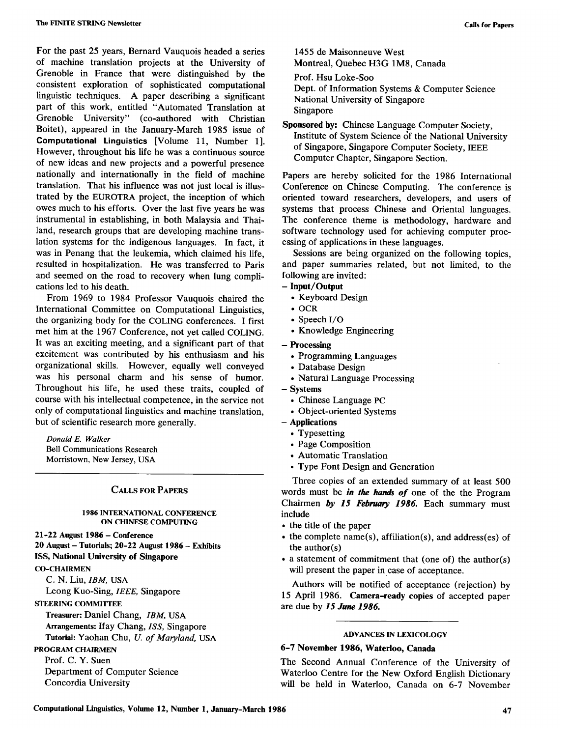For the past 25 years, Bernard Vauquois headed a series of machine translation projects at the University of Grenoble in France that were distinguished by the consistent exploration of sophisticated computational linguistic techniques. A paper describing a significant part of this work, entitled "Automated Translation at Grenoble University" (co-authored with Christian Boitet), appeared in the January-March 1985 issue of **Computational Linguistics** [Volume 11, Number 1]. However, throughout his life he was a continuous source of new ideas and new projects and a powerful presence nationally and internationally in the field of machine translation. That his influence was not just local is illustrated by the EUROTRA project, the inception of which owes much to his efforts. Over the last five years he was instrumental in establishing, in both Malaysia and Thailand, research groups that are developing machine translation systems for the indigenous languages. In fact, it was in Penang that the leukemia, which claimed his life, resulted in hospitalization. He was transferred to Paris and seemed on the road to recovery when lung complications led to his death.

From 1969 to 1984 Professor Vauquois chaired the International Committee on Computational Linguistics, the organizing body for the COLING conferences. I first met him at the 1967 Conference, not yet called COLING. It was an exciting meeting, and a significant part of that excitement was contributed by his enthusiasm and his organizational skills. However, equally well conveyed was his personal charm and his sense of humor. Throughout his life, he used these traits, coupled of course with his intellectual competence, in the service not only of computational linguistics and machine translation, but of scientific research more generally.

*Donald E. Walker*
Bell Communications Research
Morristown, New Jersey, USA

## Calls for Papers

### 1986 International Conference on Chinese Computing

**21-22 August 1986 – Conference**
**20 August – Tutorials; 20-22 August 1986 – Exhibits**
**ISS, National University of Singapore**

**CO-CHAIRMEN**
C. N. Liu, *IBM*, USA
Leong Kuo-Sing, *IEEE*, Singapore

**STEERING COMMITTEE**
**Treasurer:** Daniel Chang, *IBM*, USA
**Arrangements:** Ifay Chang, *ISS*, Singapore
**Tutorial:** Yaohan Chu, *U. of Maryland*, USA

**PROGRAM CHAIRMEN**
Prof. C. Y. Suen
Department of Computer Science
Concordia University
1455 de Maisonneuve West
Montreal, Quebec H3G 1M8, Canada

Prof. Hsu Loke-Soo
Dept. of Information Systems & Computer Science
National University of Singapore
Singapore

**Sponsored by:** Chinese Language Computer Society, Institute of System Science of the National University of Singapore, Singapore Computer Society, IEEE Computer Chapter, Singapore Section.

Papers are hereby solicited for the 1986 International Conference on Chinese Computing. The conference is oriented toward researchers, developers, and users of systems that process Chinese and Oriental languages. The conference theme is methodology, hardware and software technology used for achieving computer processing of applications in these languages.

Sessions are being organized on the following topics, and paper summaries related, but not limited, to the following are invited:

- **Input/Output**
  - Keyboard Design
  - OCR
  - Speech I/O
  - Knowledge Engineering
- **Processing**
  - Programming Languages
  - Database Design
  - Natural Language Processing
- **Systems**
  - Chinese Language PC
  - Object-oriented Systems
- **Applications**
  - Typesetting
  - Page Composition
  - Automatic Translation
  - Type Font Design and Generation

Three copies of an extended summary of at least 500 words must be ***in the hands of*** one of the the Program Chairmen ***by 15 February 1986.*** Each summary must include

- the title of the paper
- the complete name(s), affiliation(s), and address(es) of the author(s)
- a statement of commitment that (one of) the author(s) will present the paper in case of acceptance.

Authors will be notified of acceptance (rejection) by 15 April 1986. **Camera-ready copies** of accepted paper are due by ***15 June 1986.***

### Advances in Lexicology

**6-7 November 1986, Waterloo, Canada**

The Second Annual Conference of the University of Waterloo Centre for the New Oxford English Dictionary will be held in Waterloo, Canada on 6-7 November